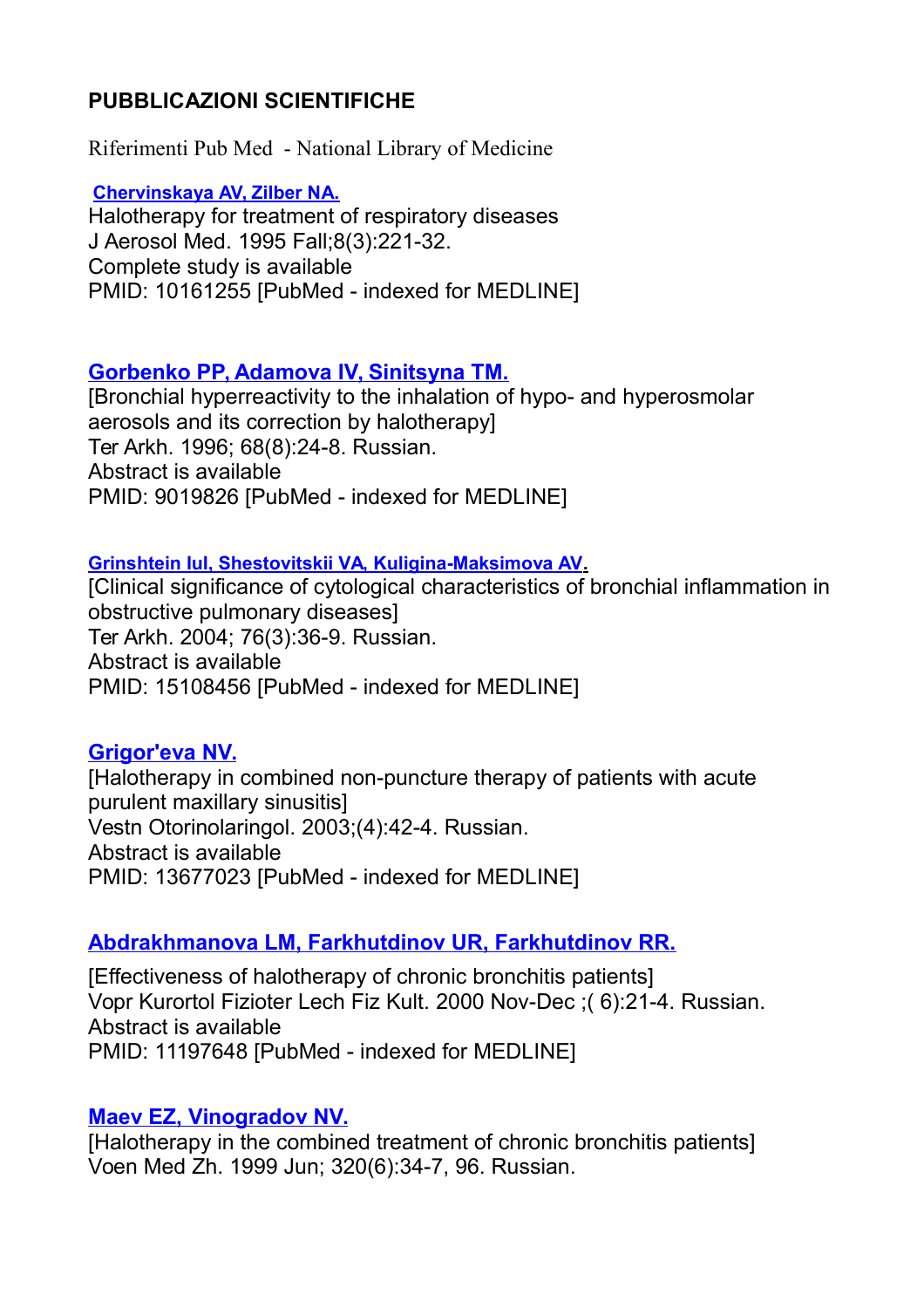## PUBBLICAZIONI SCIENTIFICHE

Riferimenti Pub Med - National Library of Medicine

**Chervinskaya AV, Zilber NA.**
Halotherapy for treatment of respiratory diseases
J Aerosol Med. 1995 Fall;8(3):221-32.
Complete study is available
PMID: 10161255 [PubMed - indexed for MEDLINE]

**Gorbenko PP, Adamova IV, Sinitsyna TM.**
[Bronchial hyperreactivity to the inhalation of hypo- and hyperosmolar aerosols and its correction by halotherapy]
Ter Arkh. 1996; 68(8):24-8. Russian.
Abstract is available
PMID: 9019826 [PubMed - indexed for MEDLINE]

**Grinshtein IuI, Shestovitskii VA, Kuligina-Maksimova AV.**
[Clinical significance of cytological characteristics of bronchial inflammation in obstructive pulmonary diseases]
Ter Arkh. 2004; 76(3):36-9. Russian.
Abstract is available
PMID: 15108456 [PubMed - indexed for MEDLINE]

**Grigor'eva NV.**
[Halotherapy in combined non-puncture therapy of patients with acute purulent maxillary sinusitis]
Vestn Otorinolaringol. 2003;(4):42-4. Russian.
Abstract is available
PMID: 13677023 [PubMed - indexed for MEDLINE]

**Abdrakhmanova LM, Farkhutdinov UR, Farkhutdinov RR.**
[Effectiveness of halotherapy of chronic bronchitis patients]
Vopr Kurortol Fizioter Lech Fiz Kult. 2000 Nov-Dec ;( 6):21-4. Russian.
Abstract is available
PMID: 11197648 [PubMed - indexed for MEDLINE]

**Maev EZ, Vinogradov NV.**
[Halotherapy in the combined treatment of chronic bronchitis patients]
Voen Med Zh. 1999 Jun; 320(6):34-7, 96. Russian.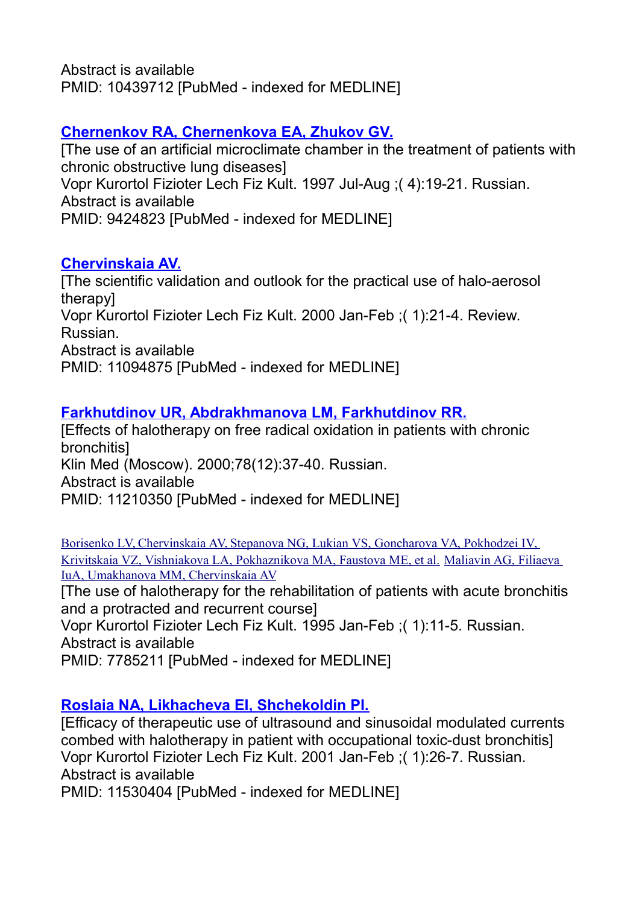Abstract is available
PMID: 10439712 [PubMed - indexed for MEDLINE]

**[Chernenkov RA, Chernenkova EA, Zhukov GV.]()**
[The use of an artificial microclimate chamber in the treatment of patients with chronic obstructive lung diseases]
Vopr Kurortol Fizioter Lech Fiz Kult. 1997 Jul-Aug ;( 4):19-21. Russian.
Abstract is available
PMID: 9424823 [PubMed - indexed for MEDLINE]

**[Chervinskaia AV.]()**
[The scientific validation and outlook for the practical use of halo-aerosol therapy]
Vopr Kurortol Fizioter Lech Fiz Kult. 2000 Jan-Feb ;( 1):21-4. Review. Russian.
Abstract is available
PMID: 11094875 [PubMed - indexed for MEDLINE]

**[Farkhutdinov UR, Abdrakhmanova LM, Farkhutdinov RR.]()**
[Effects of halotherapy on free radical oxidation in patients with chronic bronchitis]
Klin Med (Moscow). 2000;78(12):37-40. Russian.
Abstract is available
PMID: 11210350 [PubMed - indexed for MEDLINE]

[Borisenko LV, Chervinskaia AV, Stepanova NG, Lukian VS, Goncharova VA, Pokhodzei IV, Krivitskaia VZ, Vishniakova LA, Pokhaznikova MA, Faustova ME, et al.]() [Maliavin AG, Filiaeva IuA, Umakhanova MM, Chervinskaia AV]()
[The use of halotherapy for the rehabilitation of patients with acute bronchitis and a protracted and recurrent course]
Vopr Kurortol Fizioter Lech Fiz Kult. 1995 Jan-Feb ;( 1):11-5. Russian.
Abstract is available
PMID: 7785211 [PubMed - indexed for MEDLINE]

**[Roslaia NA, Likhacheva EI, Shchekoldin PI.]()**
[Efficacy of therapeutic use of ultrasound and sinusoidal modulated currents combed with halotherapy in patient with occupational toxic-dust bronchitis]
Vopr Kurortol Fizioter Lech Fiz Kult. 2001 Jan-Feb ;( 1):26-7. Russian.
Abstract is available
PMID: 11530404 [PubMed - indexed for MEDLINE]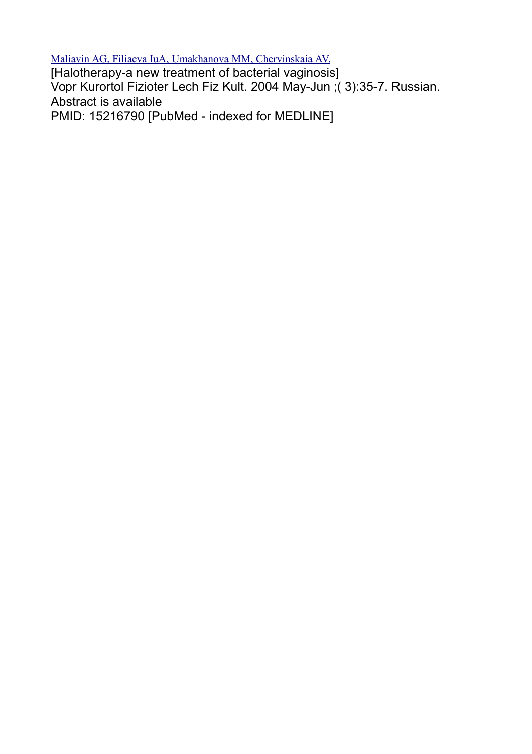Maliavin AG, Filiaeva IuA, Umakhanova MM, Chervinskaia AV.
[Halotherapy-a new treatment of bacterial vaginosis]
Vopr Kurortol Fizioter Lech Fiz Kult. 2004 May-Jun ;( 3):35-7. Russian.
Abstract is available
PMID: 15216790 [PubMed - indexed for MEDLINE]